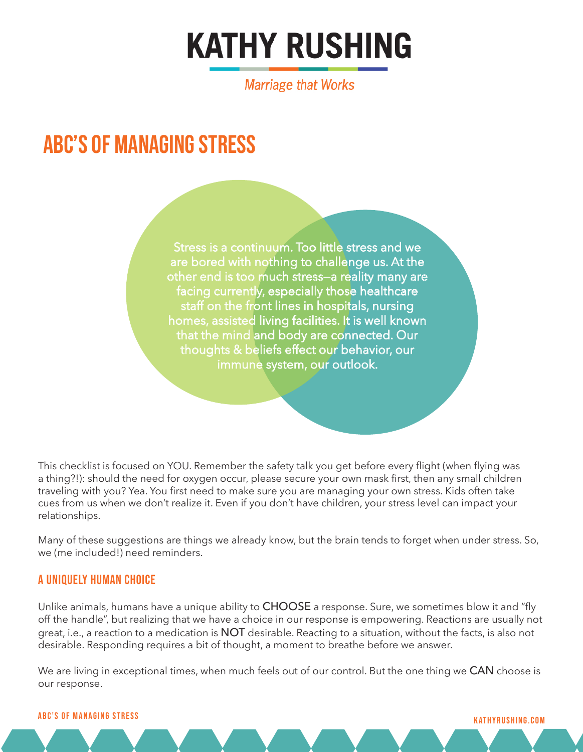# KATHY RUSHING

*Marriage that Works*

## ABC'S OF MANAGING STRESS

Stress is a continuum. Too little stress and we are bored with nothing to challenge us. At the other end is too much stress–a reality many are facing currently, especially those healthcare staff on the front lines in hospitals, nursing homes, assisted living facilities. It is well known that the mind and body are connected. Our thoughts & beliefs effect our behavior, our immune system, our outlook.

This checklist is focused on YOU. Remember the safety talk you get before every flight (when flying was a thing?!): should the need for oxygen occur, please secure your own mask first, then any small children traveling with you? Yea. You first need to make sure you are managing your own stress. Kids often take cues from us when we don't realize it. Even if you don't have children, your stress level can impact your relationships.

Many of these suggestions are things we already know, but the brain tends to forget when under stress. So, we (me included!) need reminders.

### A UNIQUELY HUMAN CHOICE

Unlike animals, humans have a unique ability to CHOOSE a response. Sure, we sometimes blow it and "fly off the handle", but realizing that we have a choice in our response is empowering. Reactions are usually not great, i.e., a reaction to a medication is NOT desirable. Reacting to a situation, without the facts, is also not desirable. Responding requires a bit of thought, a moment to breathe before we answer.

We are living in exceptional times, when much feels out of our control. But the one thing we CAN choose is our response.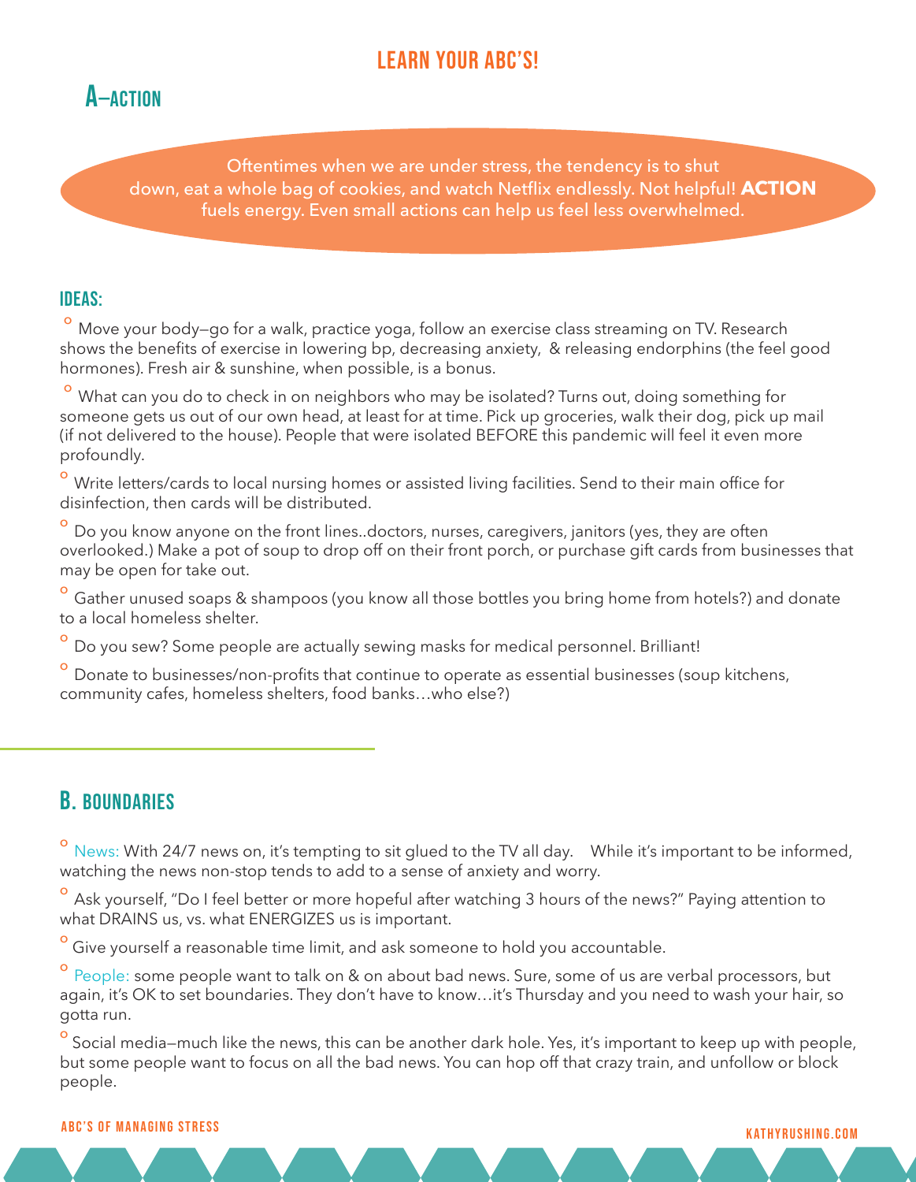## LEARN YOUR ABC'S!

## A—ACTION

Oftentimes when we are under stress, the tendency is to shut down, eat a whole bag of cookies, and watch Netflix endlessly. Not helpful! **ACTION** fuels energy. Even small actions can help us feel less overwhelmed.

### IDEAS:

- Move your body—go for a walk, practice yoga, follow an exercise class streaming on TV. Research shows the benefits of exercise in lowering bp, decreasing anxiety, & releasing endorphins (the feel good hormones). Fresh air & sunshine, when possible, is a bonus.
- What can you do to check in on neighbors who may be isolated? Turns out, doing something for someone gets us out of our own head, at least for at time. Pick up groceries, walk their dog, pick up mail (if not delivered to the house). People that were isolated BEFORE this pandemic will feel it even more profoundly.
- Write letters/cards to local nursing homes or assisted living facilities. Send to their main office for disinfection, then cards will be distributed.
- Do you know anyone on the front lines..doctors, nurses, caregivers, janitors (yes, they are often overlooked.) Make a pot of soup to drop off on their front porch, or purchase gift cards from businesses that may be open for take out.
- Gather unused soaps & shampoos (you know all those bottles you bring home from hotels?) and donate to a local homeless shelter.
- Do you sew? Some people are actually sewing masks for medical personnel. Brilliant!
- Donate to businesses/non-profits that continue to operate as essential businesses (soup kitchens, community cafes, homeless shelters, food banks…who else?)

## B. BOUNDARIES

- News: With 24/7 news on, it's tempting to sit glued to the TV all day. While it's important to be informed, watching the news non-stop tends to add to a sense of anxiety and worry.
- Ask yourself, "Do I feel better or more hopeful after watching 3 hours of the news?" Paying attention to what DRAINS us, vs. what ENERGIZES us is important.
- Give yourself a reasonable time limit, and ask someone to hold you accountable.
- People: some people want to talk on & on about bad news. Sure, some of us are verbal processors, but again, it's OK to set boundaries. They don't have to know…it's Thursday and you need to wash your hair, so gotta run.
- Social media—much like the news, this can be another dark hole. Yes, it's important to keep up with people, but some people want to focus on all the bad news. You can hop off that crazy train, and unfollow or block people.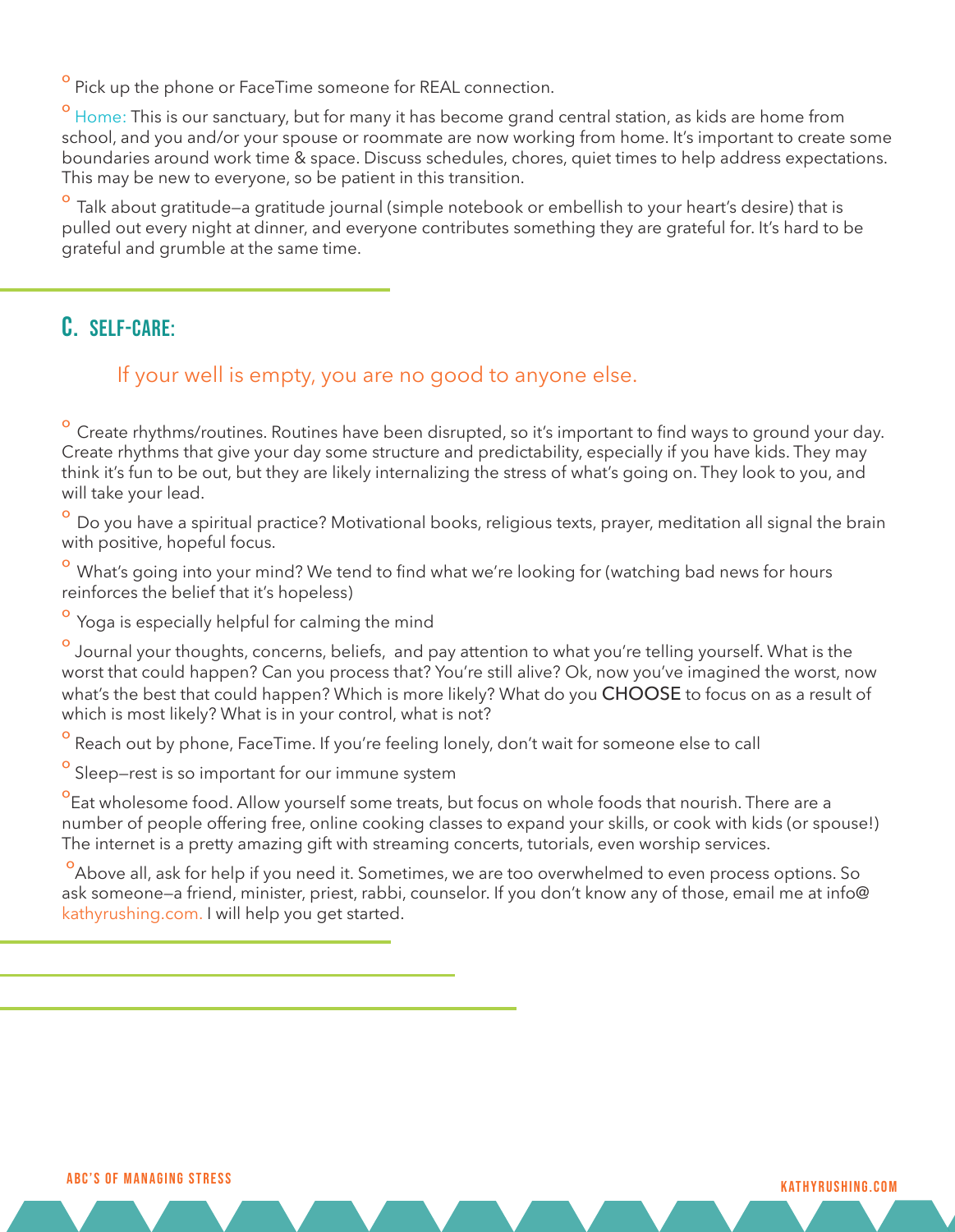- Pick up the phone or FaceTime someone for REAL connection.
- Home: This is our sanctuary, but for many it has become grand central station, as kids are home from school, and you and/or your spouse or roommate are now working from home. It's important to create some boundaries around work time & space. Discuss schedules, chores, quiet times to help address expectations. This may be new to everyone, so be patient in this transition.
- Talk about gratitude—a gratitude journal (simple notebook or embellish to your heart's desire) that is pulled out every night at dinner, and everyone contributes something they are grateful for. It's hard to be grateful and grumble at the same time.

## C. SELF-CARE:

If your well is empty, you are no good to anyone else.

- Create rhythms/routines. Routines have been disrupted, so it's important to find ways to ground your day. Create rhythms that give your day some structure and predictability, especially if you have kids. They may think it's fun to be out, but they are likely internalizing the stress of what's going on. They look to you, and will take your lead.
- Do you have a spiritual practice? Motivational books, religious texts, prayer, meditation all signal the brain with positive, hopeful focus.
- What's going into your mind? We tend to find what we're looking for (watching bad news for hours reinforces the belief that it's hopeless)
- Yoga is especially helpful for calming the mind
- Journal your thoughts, concerns, beliefs, and pay attention to what you're telling yourself. What is the worst that could happen? Can you process that? You're still alive? Ok, now you've imagined the worst, now what's the best that could happen? Which is more likely? What do you CHOOSE to focus on as a result of which is most likely? What is in your control, what is not?
- Reach out by phone, FaceTime. If you're feeling lonely, don't wait for someone else to call
- Sleep—rest is so important for our immune system
- Eat wholesome food. Allow yourself some treats, but focus on whole foods that nourish. There are a number of people offering free, online cooking classes to expand your skills, or cook with kids (or spouse!) The internet is a pretty amazing gift with streaming concerts, tutorials, even worship services.
- Above all, ask for help if you need it. Sometimes, we are too overwhelmed to even process options. So ask someone—a friend, minister, priest, rabbi, counselor. If you don't know any of those, email me at info@kathyrushing.com. I will help you get started.